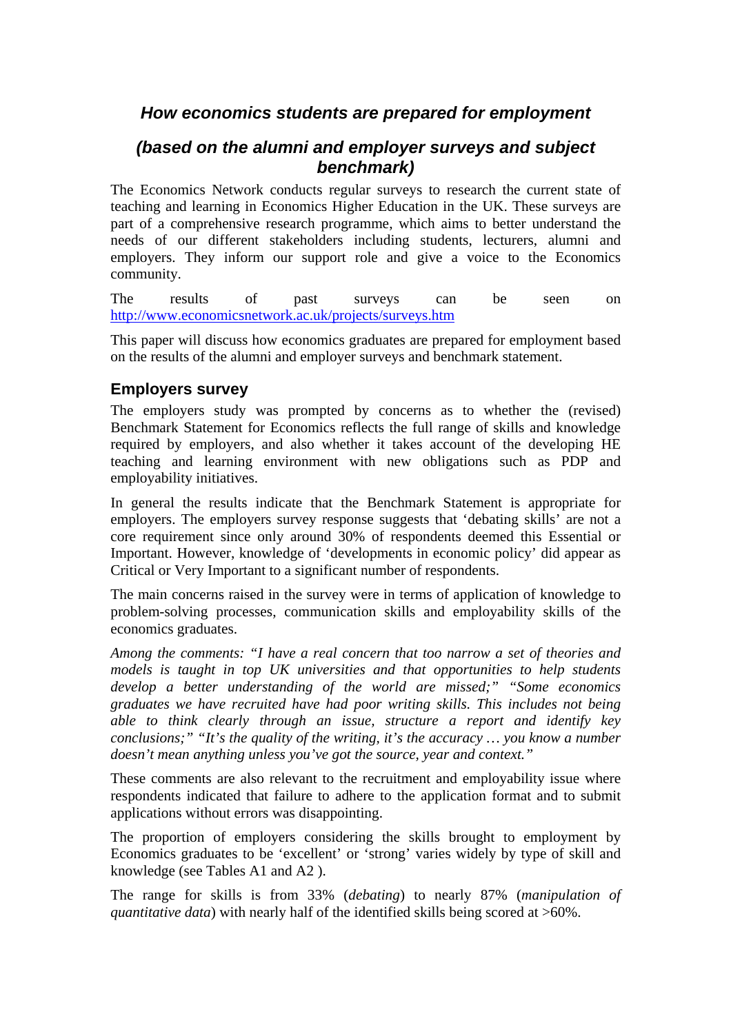# *How economics students are prepared for employment*

## *(based on the alumni and employer surveys and subject benchmark)*

The Economics Network conducts regular surveys to research the current state of teaching and learning in Economics Higher Education in the UK. These surveys are part of a comprehensive research programme, which aims to better understand the needs of our different stakeholders including students, lecturers, alumni and employers. They inform our support role and give a voice to the Economics community.

The results of past surveys can be seen on http://www.economicsnetwork.ac.uk/projects/surveys.htm

This paper will discuss how economics graduates are prepared for employment based on the results of the alumni and employer surveys and benchmark statement.

### Employers survey

The employers study was prompted by concerns as to whether the (revised) Benchmark Statement for Economics reflects the full range of skills and knowledge required by employers, and also whether it takes account of the developing HE teaching and learning environment with new obligations such as PDP and employability initiatives.

In general the results indicate that the Benchmark Statement is appropriate for employers. The employers survey response suggests that 'debating skills' are not a core requirement since only around 30% of respondents deemed this Essential or Important. However, knowledge of 'developments in economic policy' did appear as Critical or Very Important to a significant number of respondents.

The main concerns raised in the survey were in terms of application of knowledge to problem-solving processes, communication skills and employability skills of the economics graduates.

*Among the comments: "I have a real concern that too narrow a set of theories and models is taught in top UK universities and that opportunities to help students develop a better understanding of the world are missed;" "Some economics graduates we have recruited have had poor writing skills. This includes not being able to think clearly through an issue, structure a report and identify key conclusions;" "It's the quality of the writing, it's the accuracy … you know a number doesn't mean anything unless you've got the source, year and context."*

These comments are also relevant to the recruitment and employability issue where respondents indicated that failure to adhere to the application format and to submit applications without errors was disappointing.

The proportion of employers considering the skills brought to employment by Economics graduates to be 'excellent' or 'strong' varies widely by type of skill and knowledge (see Tables A1 and A2 ).

The range for skills is from 33% (*debating*) to nearly 87% (*manipulation of quantitative data*) with nearly half of the identified skills being scored at >60%.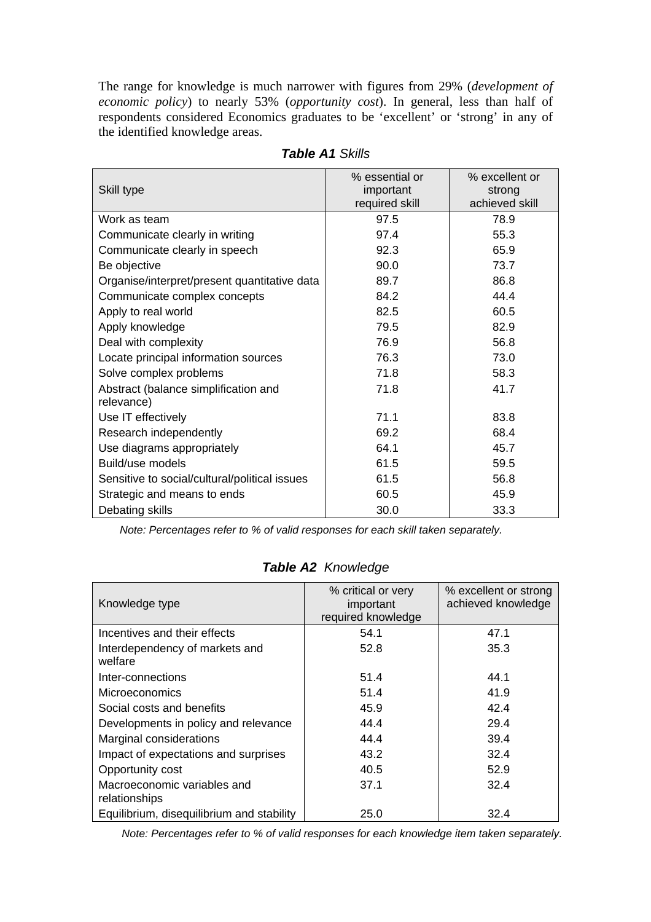The range for knowledge is much narrower with figures from 29% (*development of economic policy*) to nearly 53% (*opportunity cost*). In general, less than half of respondents considered Economics graduates to be 'excellent' or 'strong' in any of the identified knowledge areas.

***Table A1*** *Skills*

| Skill type | % essential or important required skill | % excellent or strong achieved skill |
|---|---|---|
| Work as team | 97.5 | 78.9 |
| Communicate clearly in writing | 97.4 | 55.3 |
| Communicate clearly in speech | 92.3 | 65.9 |
| Be objective | 90.0 | 73.7 |
| Organise/interpret/present quantitative data | 89.7 | 86.8 |
| Communicate complex concepts | 84.2 | 44.4 |
| Apply to real world | 82.5 | 60.5 |
| Apply knowledge | 79.5 | 82.9 |
| Deal with complexity | 76.9 | 56.8 |
| Locate principal information sources | 76.3 | 73.0 |
| Solve complex problems | 71.8 | 58.3 |
| Abstract (balance simplification and relevance) | 71.8 | 41.7 |
| Use IT effectively | 71.1 | 83.8 |
| Research independently | 69.2 | 68.4 |
| Use diagrams appropriately | 64.1 | 45.7 |
| Build/use models | 61.5 | 59.5 |
| Sensitive to social/cultural/political issues | 61.5 | 56.8 |
| Strategic and means to ends | 60.5 | 45.9 |
| Debating skills | 30.0 | 33.3 |

*Note: Percentages refer to % of valid responses for each skill taken separately.*

***Table A2*** *Knowledge*

| Knowledge type | % critical or very important required knowledge | % excellent or strong achieved knowledge |
|---|---|---|
| Incentives and their effects | 54.1 | 47.1 |
| Interdependency of markets and welfare | 52.8 | 35.3 |
| Inter-connections | 51.4 | 44.1 |
| Microeconomics | 51.4 | 41.9 |
| Social costs and benefits | 45.9 | 42.4 |
| Developments in policy and relevance | 44.4 | 29.4 |
| Marginal considerations | 44.4 | 39.4 |
| Impact of expectations and surprises | 43.2 | 32.4 |
| Opportunity cost | 40.5 | 52.9 |
| Macroeconomic variables and relationships | 37.1 | 32.4 |
| Equilibrium, disequilibrium and stability | 25.0 | 32.4 |

*Note: Percentages refer to % of valid responses for each knowledge item taken separately.*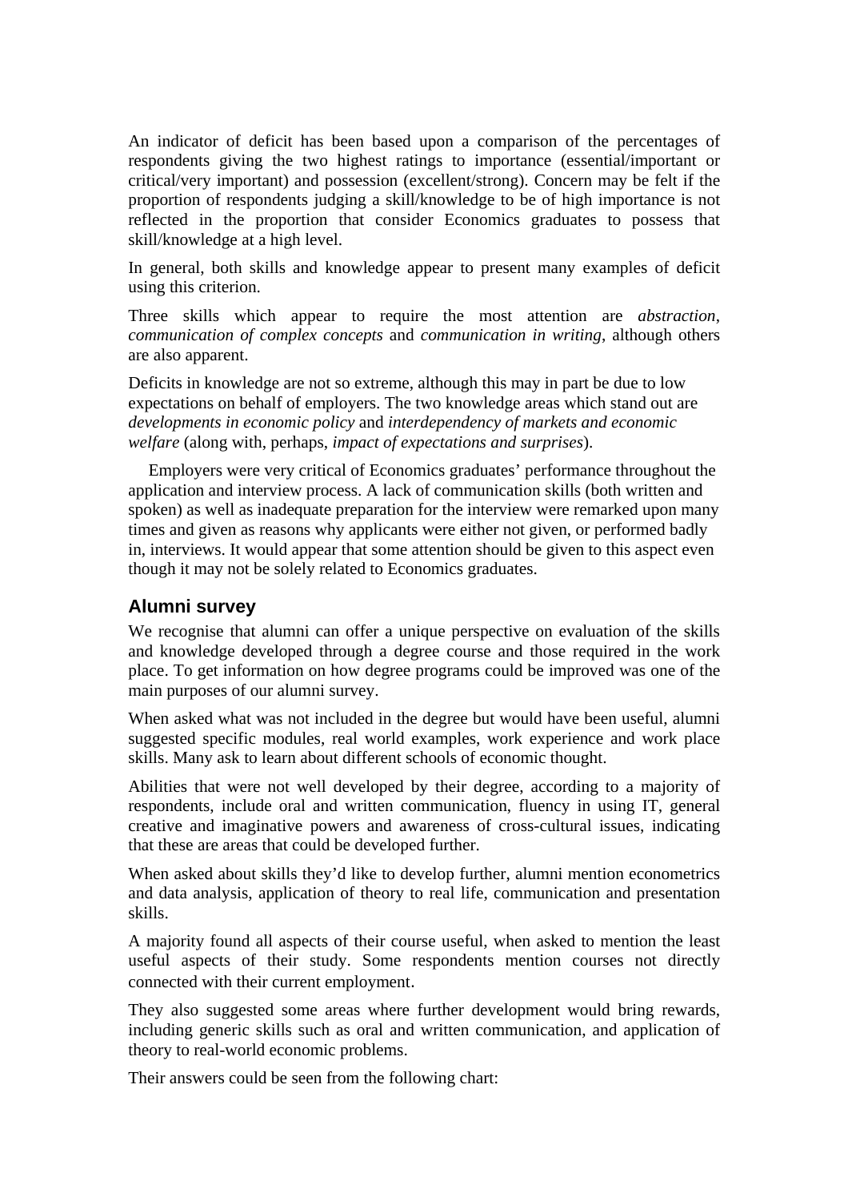An indicator of deficit has been based upon a comparison of the percentages of respondents giving the two highest ratings to importance (essential/important or critical/very important) and possession (excellent/strong). Concern may be felt if the proportion of respondents judging a skill/knowledge to be of high importance is not reflected in the proportion that consider Economics graduates to possess that skill/knowledge at a high level.

In general, both skills and knowledge appear to present many examples of deficit using this criterion.

Three skills which appear to require the most attention are *abstraction*, *communication of complex concepts* and *communication in writing*, although others are also apparent.

Deficits in knowledge are not so extreme, although this may in part be due to low expectations on behalf of employers. The two knowledge areas which stand out are *developments in economic policy* and *interdependency of markets and economic welfare* (along with, perhaps, *impact of expectations and surprises*).

Employers were very critical of Economics graduates' performance throughout the application and interview process. A lack of communication skills (both written and spoken) as well as inadequate preparation for the interview were remarked upon many times and given as reasons why applicants were either not given, or performed badly in, interviews. It would appear that some attention should be given to this aspect even though it may not be solely related to Economics graduates.

## Alumni survey

We recognise that alumni can offer a unique perspective on evaluation of the skills and knowledge developed through a degree course and those required in the work place. To get information on how degree programs could be improved was one of the main purposes of our alumni survey.

When asked what was not included in the degree but would have been useful, alumni suggested specific modules, real world examples, work experience and work place skills. Many ask to learn about different schools of economic thought.

Abilities that were not well developed by their degree, according to a majority of respondents, include oral and written communication, fluency in using IT, general creative and imaginative powers and awareness of cross-cultural issues, indicating that these are areas that could be developed further.

When asked about skills they'd like to develop further, alumni mention econometrics and data analysis, application of theory to real life, communication and presentation skills.

A majority found all aspects of their course useful, when asked to mention the least useful aspects of their study. Some respondents mention courses not directly connected with their current employment.

They also suggested some areas where further development would bring rewards, including generic skills such as oral and written communication, and application of theory to real-world economic problems.

Their answers could be seen from the following chart: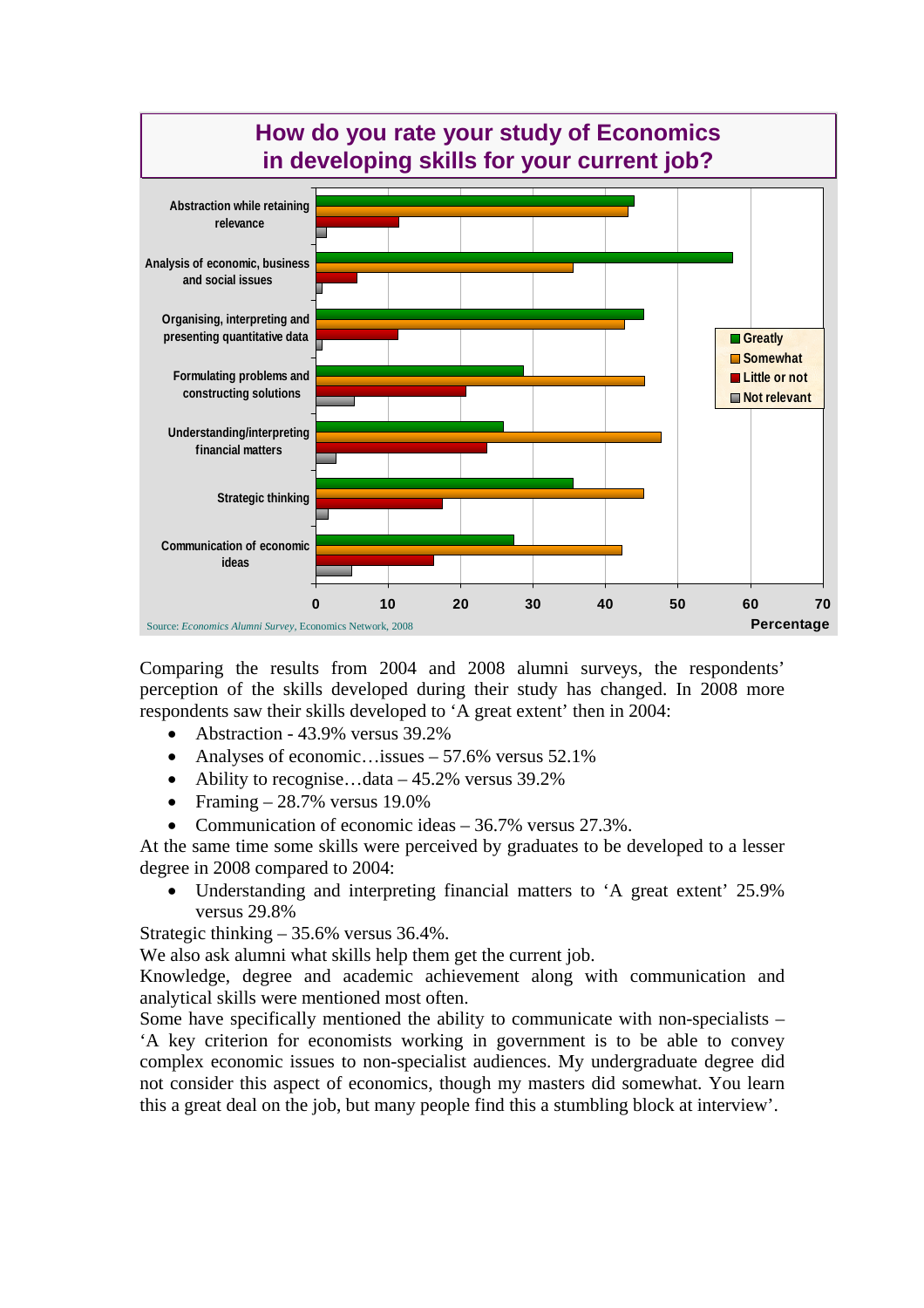## How do you rate your study of Economics in developing skills for your current job?

Source: *Economics Alumni Survey*, Economics Network, 2008

Comparing the results from 2004 and 2008 alumni surveys, the respondents' perception of the skills developed during their study has changed. In 2008 more respondents saw their skills developed to 'A great extent' then in 2004:

- Abstraction - 43.9% versus 39.2%
- Analyses of economic…issues – 57.6% versus 52.1%
- Ability to recognise…data – 45.2% versus 39.2%
- Framing – 28.7% versus 19.0%
- Communication of economic ideas – 36.7% versus 27.3%.

At the same time some skills were perceived by graduates to be developed to a lesser degree in 2008 compared to 2004:

- Understanding and interpreting financial matters to 'A great extent' 25.9% versus 29.8%

Strategic thinking – 35.6% versus 36.4%.

We also ask alumni what skills help them get the current job.

Knowledge, degree and academic achievement along with communication and analytical skills were mentioned most often.

Some have specifically mentioned the ability to communicate with non-specialists – 'A key criterion for economists working in government is to be able to convey complex economic issues to non-specialist audiences. My undergraduate degree did not consider this aspect of economics, though my masters did somewhat. You learn this a great deal on the job, but many people find this a stumbling block at interview'.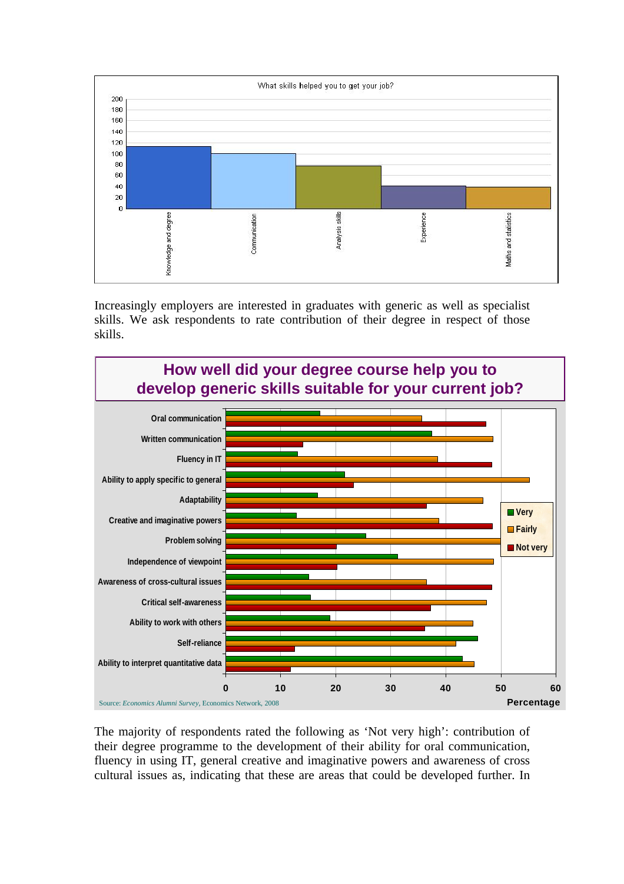What skills helped you to get your job?

Increasingly employers are interested in graduates with generic as well as specialist skills. We ask respondents to rate contribution of their degree in respect of those skills.

How well did your degree course help you to develop generic skills suitable for your current job?

Source: *Economics Alumni Survey*, Economics Network, 2008

The majority of respondents rated the following as 'Not very high': contribution of their degree programme to the development of their ability for oral communication, fluency in using IT, general creative and imaginative powers and awareness of cross cultural issues as, indicating that these are areas that could be developed further. In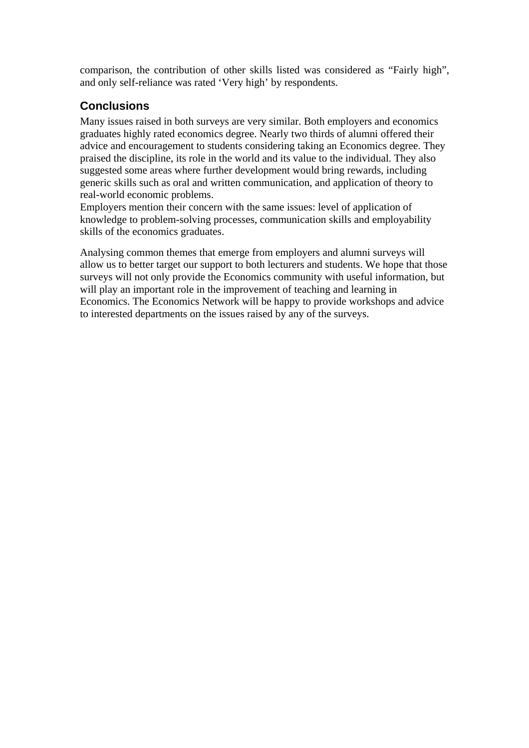comparison, the contribution of other skills listed was considered as “Fairly high”, and only self-reliance was rated ‘Very high’ by respondents.

## Conclusions

Many issues raised in both surveys are very similar. Both employers and economics graduates highly rated economics degree. Nearly two thirds of alumni offered their advice and encouragement to students considering taking an Economics degree. They praised the discipline, its role in the world and its value to the individual. They also suggested some areas where further development would bring rewards, including generic skills such as oral and written communication, and application of theory to real-world economic problems.
Employers mention their concern with the same issues: level of application of knowledge to problem-solving processes, communication skills and employability skills of the economics graduates.

Analysing common themes that emerge from employers and alumni surveys will allow us to better target our support to both lecturers and students. We hope that those surveys will not only provide the Economics community with useful information, but will play an important role in the improvement of teaching and learning in Economics. The Economics Network will be happy to provide workshops and advice to interested departments on the issues raised by any of the surveys.